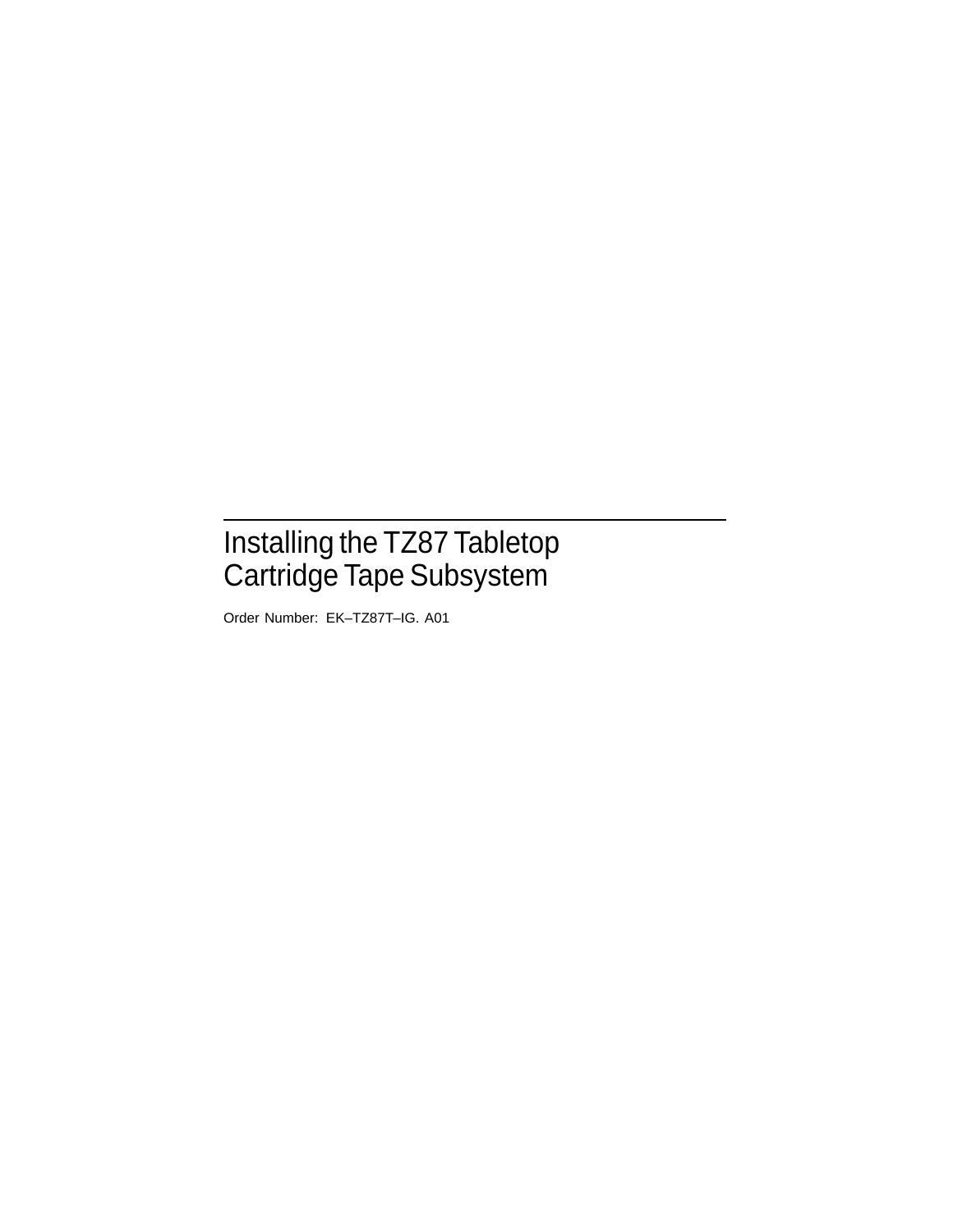# Installing the TZ87 Tabletop Cartridge Tape Subsystem

Order Number: EK–TZ87T–IG. A01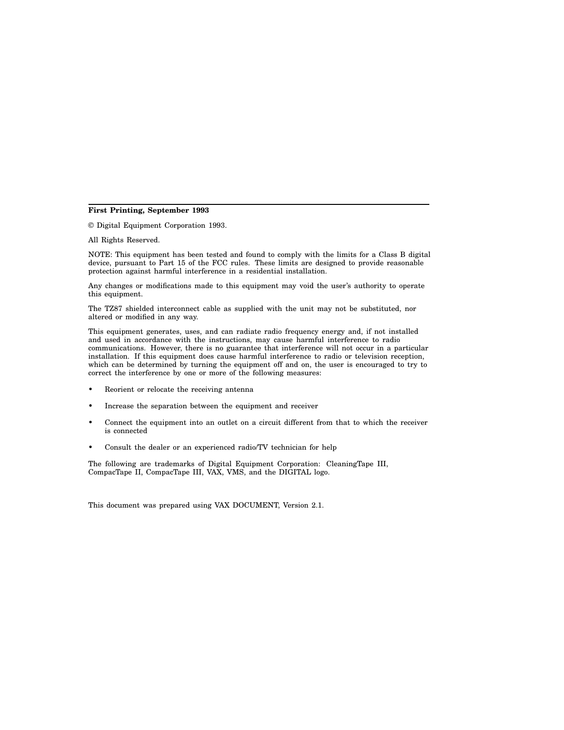---

**First Printing, September 1993**

© Digital Equipment Corporation 1993.

All Rights Reserved.

NOTE: This equipment has been tested and found to comply with the limits for a Class B digital device, pursuant to Part 15 of the FCC rules. These limits are designed to provide reasonable protection against harmful interference in a residential installation.

Any changes or modifications made to this equipment may void the user's authority to operate this equipment.

The TZ87 shielded interconnect cable as supplied with the unit may not be substituted, nor altered or modified in any way.

This equipment generates, uses, and can radiate radio frequency energy and, if not installed and used in accordance with the instructions, may cause harmful interference to radio communications. However, there is no guarantee that interference will not occur in a particular installation. If this equipment does cause harmful interference to radio or television reception, which can be determined by turning the equipment off and on, the user is encouraged to try to correct the interference by one or more of the following measures:

- Reorient or relocate the receiving antenna
- Increase the separation between the equipment and receiver
- Connect the equipment into an outlet on a circuit different from that to which the receiver is connected
- Consult the dealer or an experienced radio/TV technician for help

The following are trademarks of Digital Equipment Corporation: CleaningTape III, CompacTape II, CompacTape III, VAX, VMS, and the DIGITAL logo.

This document was prepared using VAX DOCUMENT, Version 2.1.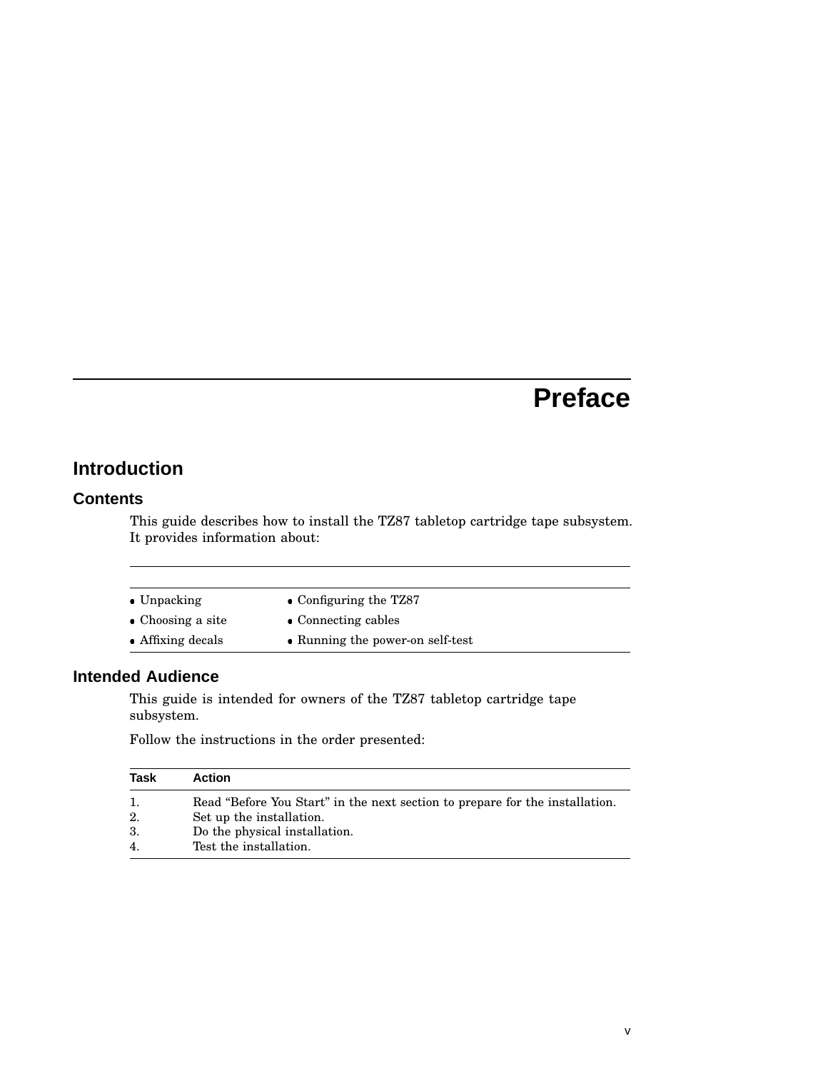# Preface

## Introduction

### Contents

This guide describes how to install the TZ87 tabletop cartridge tape subsystem. It provides information about:

| | |
|---|---|
| • Unpacking | • Configuring the TZ87 |
| • Choosing a site | • Connecting cables |
| • Affixing decals | • Running the power-on self-test |

### Intended Audience

This guide is intended for owners of the TZ87 tabletop cartridge tape subsystem.

Follow the instructions in the order presented:

| Task | Action |
|---|---|
| 1. | Read “Before You Start” in the next section to prepare for the installation. |
| 2. | Set up the installation. |
| 3. | Do the physical installation. |
| 4. | Test the installation. |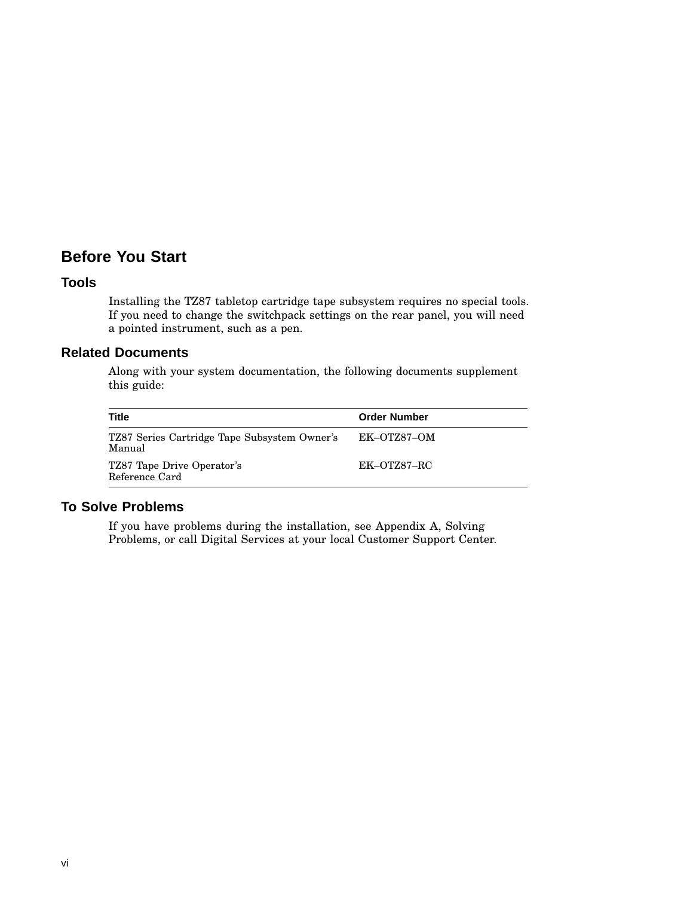# Before You Start

## Tools

Installing the TZ87 tabletop cartridge tape subsystem requires no special tools. If you need to change the switchpack settings on the rear panel, you will need a pointed instrument, such as a pen.

## Related Documents

Along with your system documentation, the following documents supplement this guide:

| Title | Order Number |
|---|---|
| TZ87 Series Cartridge Tape Subsystem Owner's Manual | EK–OTZ87–OM |
| TZ87 Tape Drive Operator's Reference Card | EK–OTZ87–RC |

## To Solve Problems

If you have problems during the installation, see Appendix A, Solving Problems, or call Digital Services at your local Customer Support Center.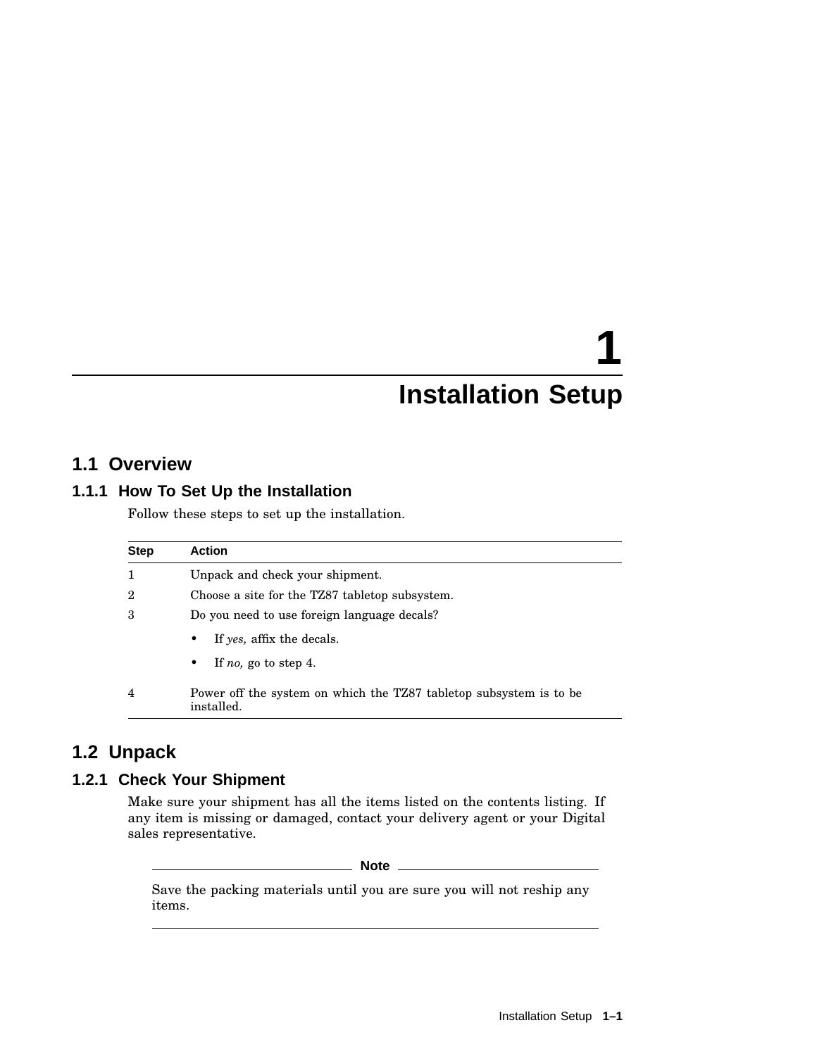# 1 Installation Setup

## 1.1 Overview

### 1.1.1 How To Set Up the Installation

Follow these steps to set up the installation.

| Step | Action |
|---|---|
| 1 | Unpack and check your shipment. |
| 2 | Choose a site for the TZ87 tabletop subsystem. |
| 3 | Do you need to use foreign language decals?<br>• If *yes,* affix the decals.<br>• If *no,* go to step 4. |
| 4 | Power off the system on which the TZ87 tabletop subsystem is to be installed. |

## 1.2 Unpack

### 1.2.1 Check Your Shipment

Make sure your shipment has all the items listed on the contents listing. If any item is missing or damaged, contact your delivery agent or your Digital sales representative.

**Note**

Save the packing materials until you are sure you will not reship any items.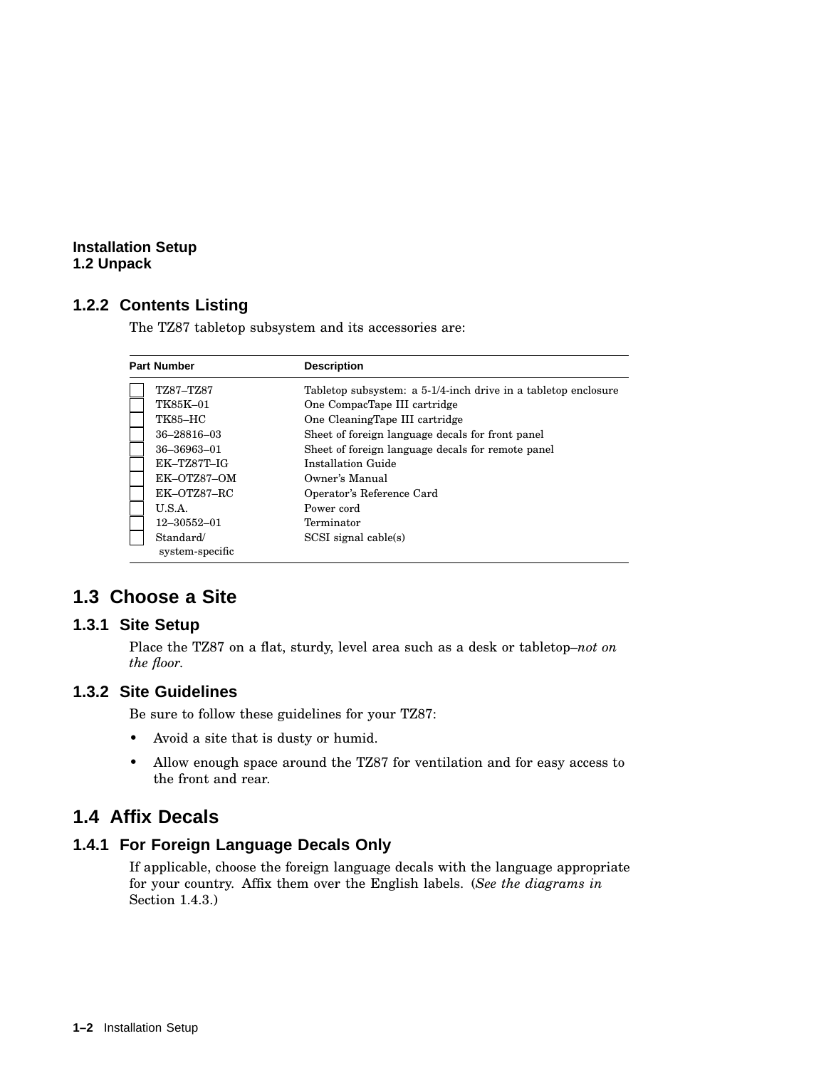## 1.2.2 Contents Listing

The TZ87 tabletop subsystem and its accessories are:

| Part Number | Description |
|---|---|
| ☐ TZ87–TZ87 | Tabletop subsystem: a 5-1/4-inch drive in a tabletop enclosure |
| ☐ TK85K–01 | One CompacTape III cartridge |
| ☐ TK85–HC | One CleaningTape III cartridge |
| ☐ 36–28816–03 | Sheet of foreign language decals for front panel |
| ☐ 36–36963–01 | Sheet of foreign language decals for remote panel |
| ☐ EK–TZ87T–IG | Installation Guide |
| ☐ EK–OTZ87–OM | Owner's Manual |
| ☐ EK–OTZ87–RC | Operator's Reference Card |
| ☐ U.S.A. | Power cord |
| ☐ 12–30552–01 | Terminator |
| ☐ Standard/ system-specific | SCSI signal cable(s) |

# 1.3 Choose a Site

## 1.3.1 Site Setup

Place the TZ87 on a flat, sturdy, level area such as a desk or tabletop–*not on the floor*.

## 1.3.2 Site Guidelines

Be sure to follow these guidelines for your TZ87:

- Avoid a site that is dusty or humid.
- Allow enough space around the TZ87 for ventilation and for easy access to the front and rear.

# 1.4 Affix Decals

## 1.4.1 For Foreign Language Decals Only

If applicable, choose the foreign language decals with the language appropriate for your country. Affix them over the English labels. (*See the diagrams in* Section 1.4.3.)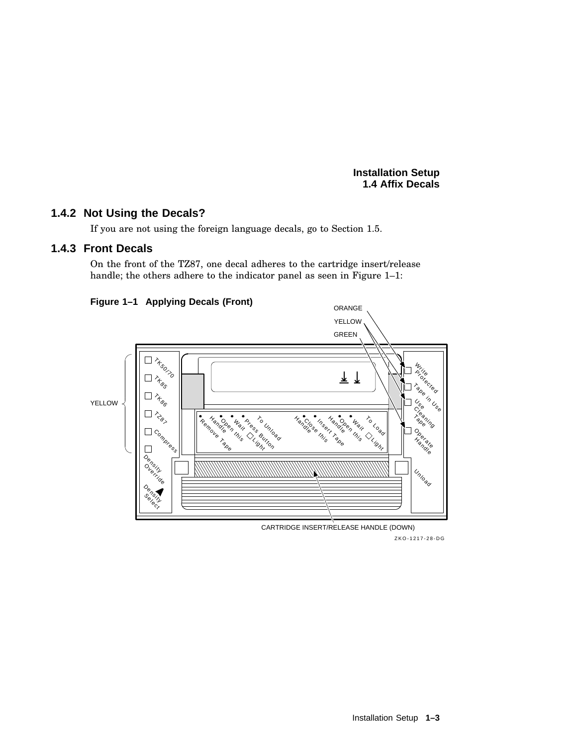### 1.4.2 Not Using the Decals?

If you are not using the foreign language decals, go to Section 1.5.

### 1.4.3 Front Decals

On the front of the TZ87, one decal adheres to the cartridge insert/release handle; the others adhere to the indicator panel as seen in Figure 1–1:

**Figure 1–1 Applying Decals (Front)**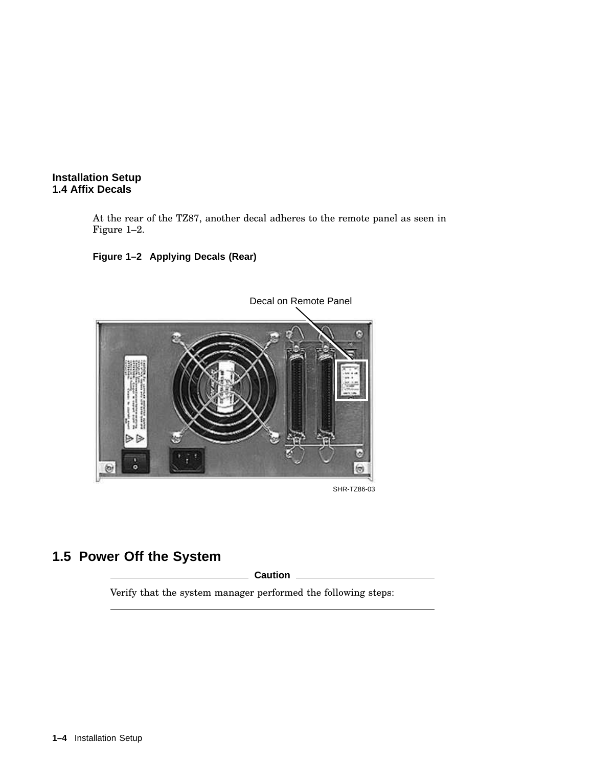## 1.4 Affix Decals

At the rear of the TZ87, another decal adheres to the remote panel as seen in Figure 1–2.

**Figure 1–2 Applying Decals (Rear)**

Decal on Remote Panel

SHR-TZ86-03

## 1.5 Power Off the System

**Caution**

Verify that the system manager performed the following steps: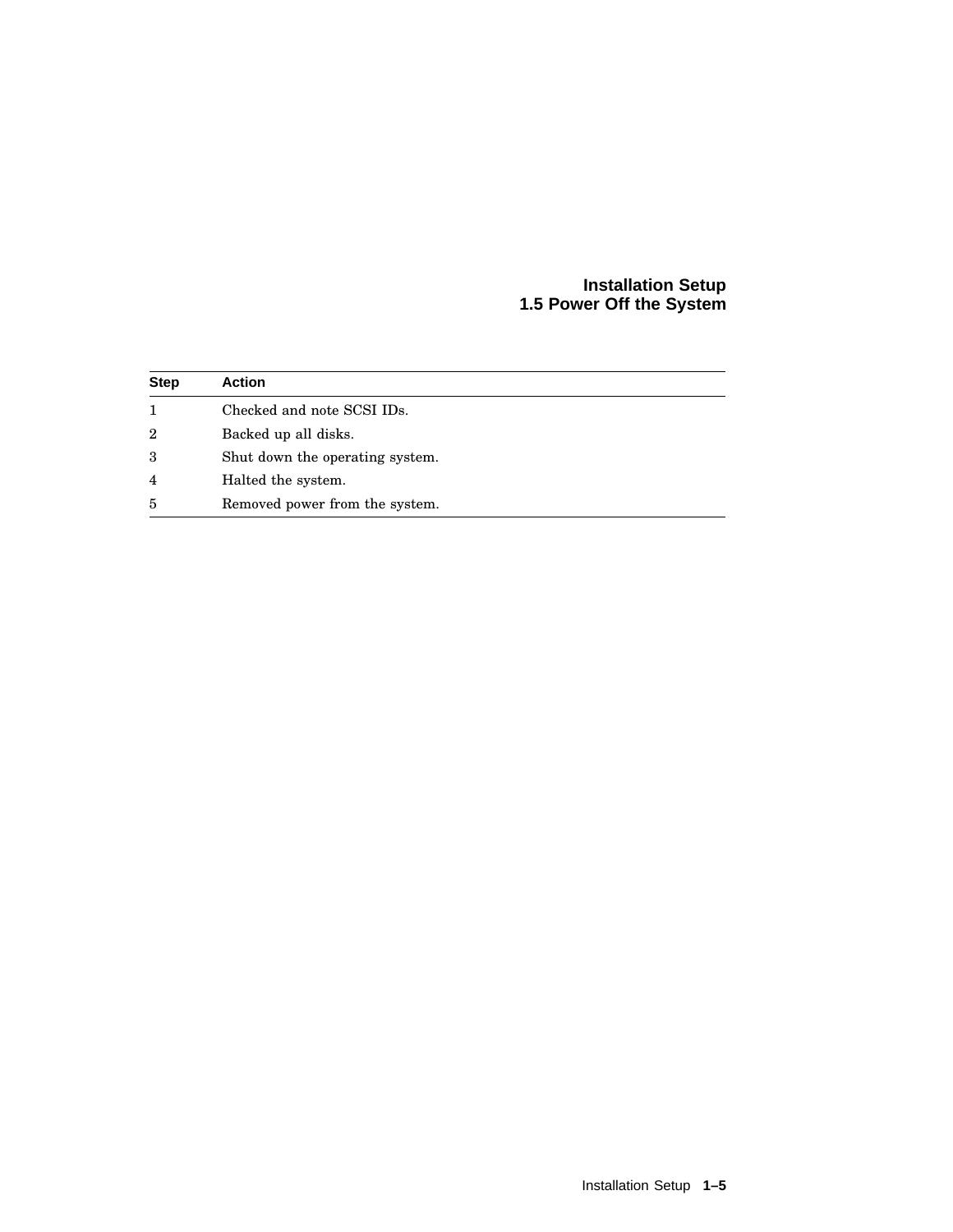| Step | Action |
| --- | --- |
| 1 | Checked and note SCSI IDs. |
| 2 | Backed up all disks. |
| 3 | Shut down the operating system. |
| 4 | Halted the system. |
| 5 | Removed power from the system. |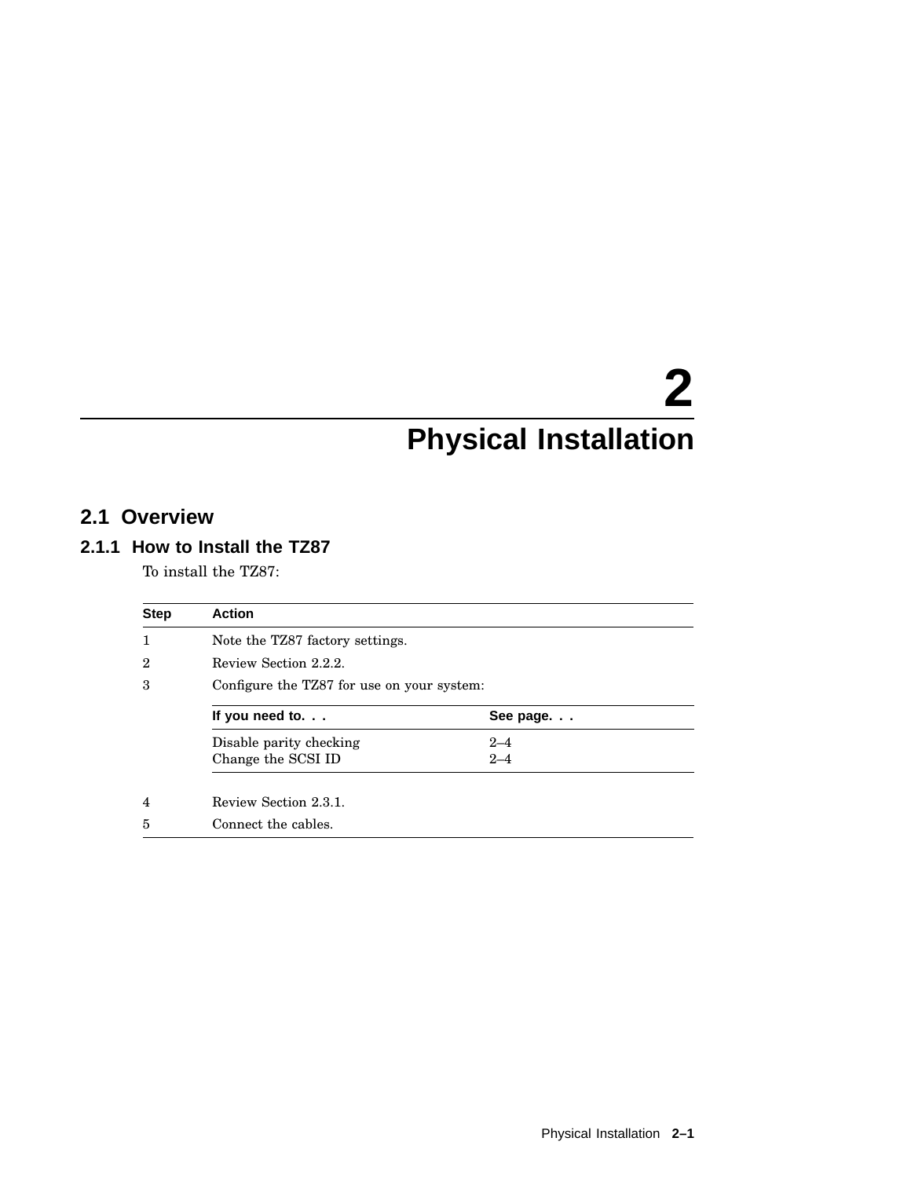# 2 Physical Installation

## 2.1 Overview

### 2.1.1 How to Install the TZ87

To install the TZ87:

| Step | Action |
| --- | --- |
| 1 | Note the TZ87 factory settings. |
| 2 | Review Section 2.2.2. |
| 3 | Configure the TZ87 for use on your system: |

| If you need to. . . | See page. . . |
| --- | --- |
| Disable parity checking | 2–4 |
| Change the SCSI ID | 2–4 |

| Step | Action |
| --- | --- |
| 4 | Review Section 2.3.1. |
| 5 | Connect the cables. |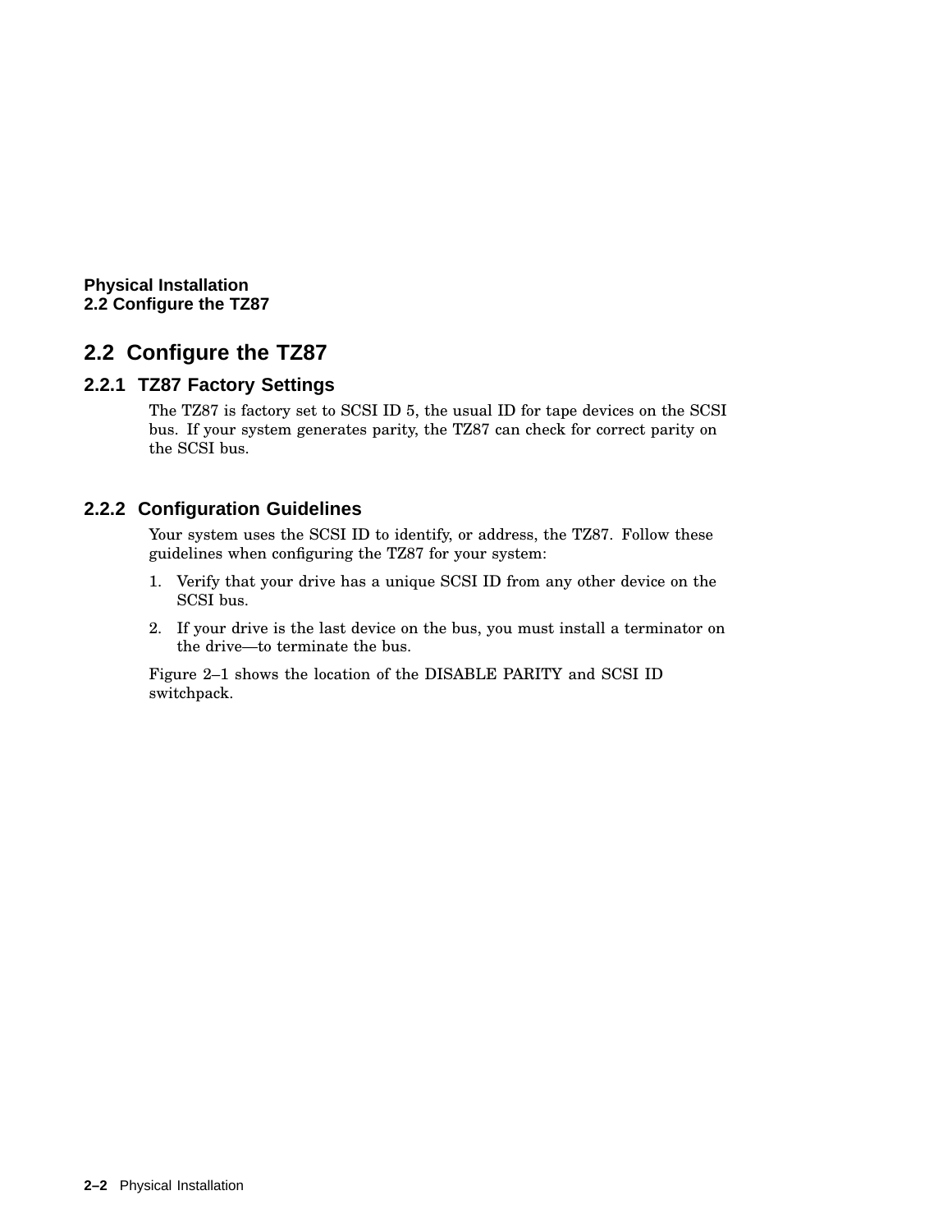## 2.2 Configure the TZ87

### 2.2.1 TZ87 Factory Settings

The TZ87 is factory set to SCSI ID 5, the usual ID for tape devices on the SCSI bus. If your system generates parity, the TZ87 can check for correct parity on the SCSI bus.

### 2.2.2 Configuration Guidelines

Your system uses the SCSI ID to identify, or address, the TZ87. Follow these guidelines when configuring the TZ87 for your system:

1. Verify that your drive has a unique SCSI ID from any other device on the SCSI bus.
2. If your drive is the last device on the bus, you must install a terminator on the drive—to terminate the bus.

Figure 2–1 shows the location of the DISABLE PARITY and SCSI ID switchpack.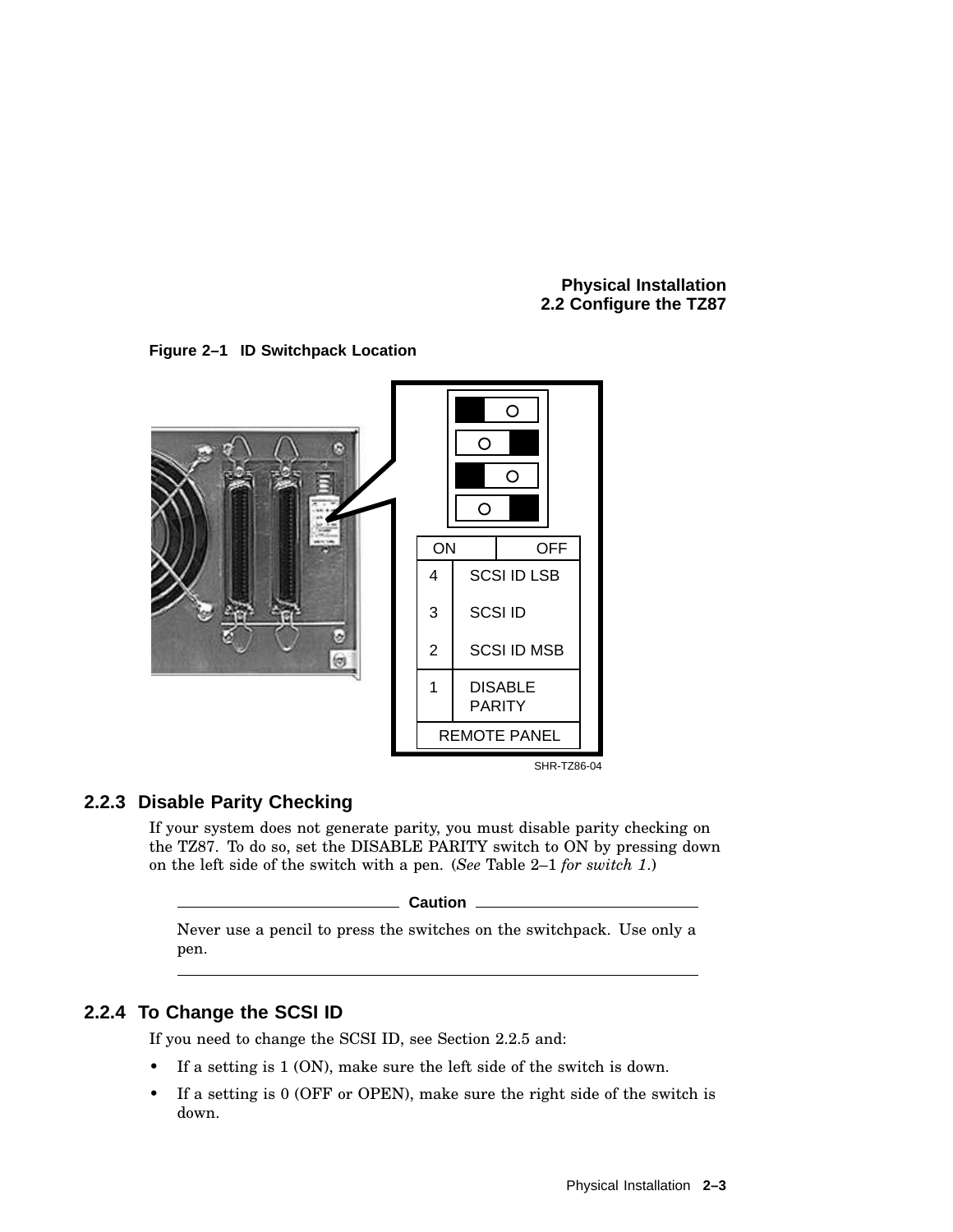**Figure 2–1 ID Switchpack Location**

| ON | OFF |
| --- | --- |
| 4 | SCSI ID LSB |
| 3 | SCSI ID |
| 2 | SCSI ID MSB |
| 1 | DISABLE PARITY |
| REMOTE PANEL | |

SHR-TZ86-04

### 2.2.3 Disable Parity Checking

If your system does not generate parity, you must disable parity checking on the TZ87. To do so, set the DISABLE PARITY switch to ON by pressing down on the left side of the switch with a pen. (*See* Table 2–1 *for switch 1*.)

**Caution**

Never use a pencil to press the switches on the switchpack. Use only a pen.

### 2.2.4 To Change the SCSI ID

If you need to change the SCSI ID, see Section 2.2.5 and:

- If a setting is 1 (ON), make sure the left side of the switch is down.
- If a setting is 0 (OFF or OPEN), make sure the right side of the switch is down.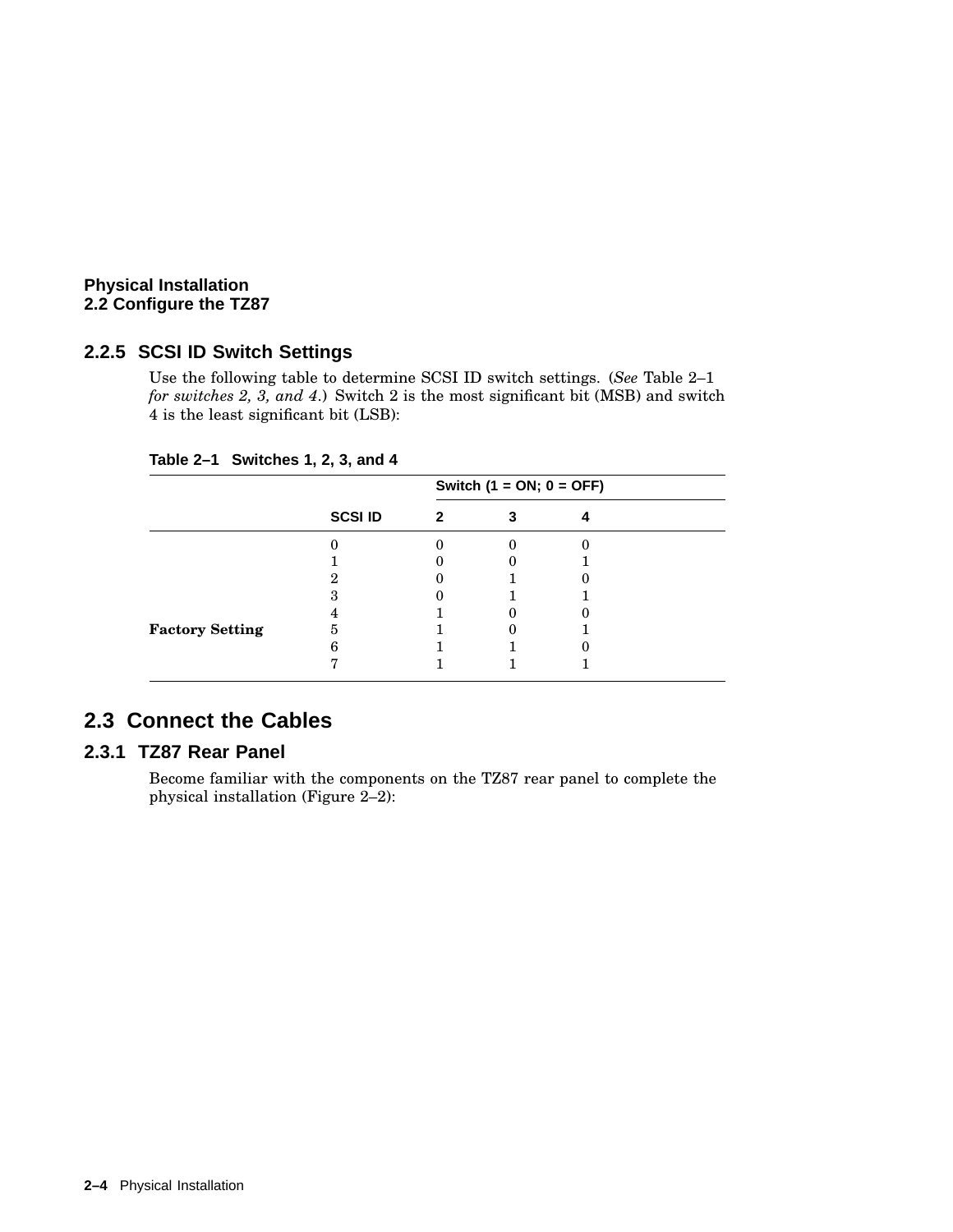## 2.2.5 SCSI ID Switch Settings

Use the following table to determine SCSI ID switch settings. (*See* Table 2–1 *for switches 2, 3, and 4*.) Switch 2 is the most significant bit (MSB) and switch 4 is the least significant bit (LSB):

**Table 2–1 Switches 1, 2, 3, and 4**

| | | Switch (1 = ON; 0 = OFF) | | |
|---|---|---|---|---|
| | **SCSI ID** | **2** | **3** | **4** |
| | 0 | 0 | 0 | 0 |
| | 1 | 0 | 0 | 1 |
| | 2 | 0 | 1 | 0 |
| | 3 | 0 | 1 | 1 |
| | 4 | 1 | 0 | 0 |
| **Factory Setting** | 5 | 1 | 0 | 1 |
| | 6 | 1 | 1 | 0 |
| | 7 | 1 | 1 | 1 |

# 2.3 Connect the Cables

## 2.3.1 TZ87 Rear Panel

Become familiar with the components on the TZ87 rear panel to complete the physical installation (Figure 2–2):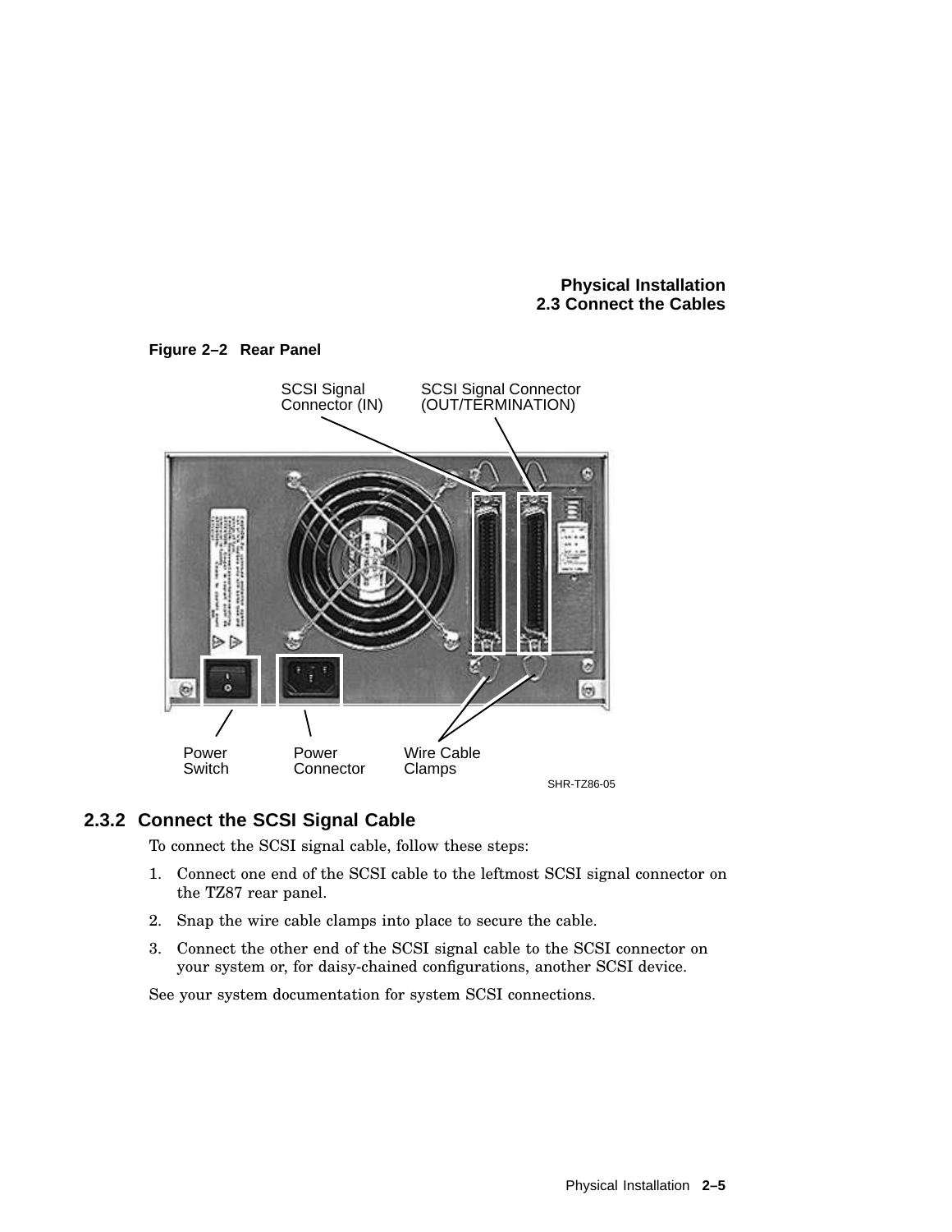**Figure 2–2 Rear Panel**

SCSI Signal Connector (IN)

SCSI Signal Connector (OUT/TERMINATION)

Power Switch

Power Connector

Wire Cable Clamps

SHR-TZ86-05

### 2.3.2 Connect the SCSI Signal Cable

To connect the SCSI signal cable, follow these steps:

1. Connect one end of the SCSI cable to the leftmost SCSI signal connector on the TZ87 rear panel.
2. Snap the wire cable clamps into place to secure the cable.
3. Connect the other end of the SCSI signal cable to the SCSI connector on your system or, for daisy-chained configurations, another SCSI device.

See your system documentation for system SCSI connections.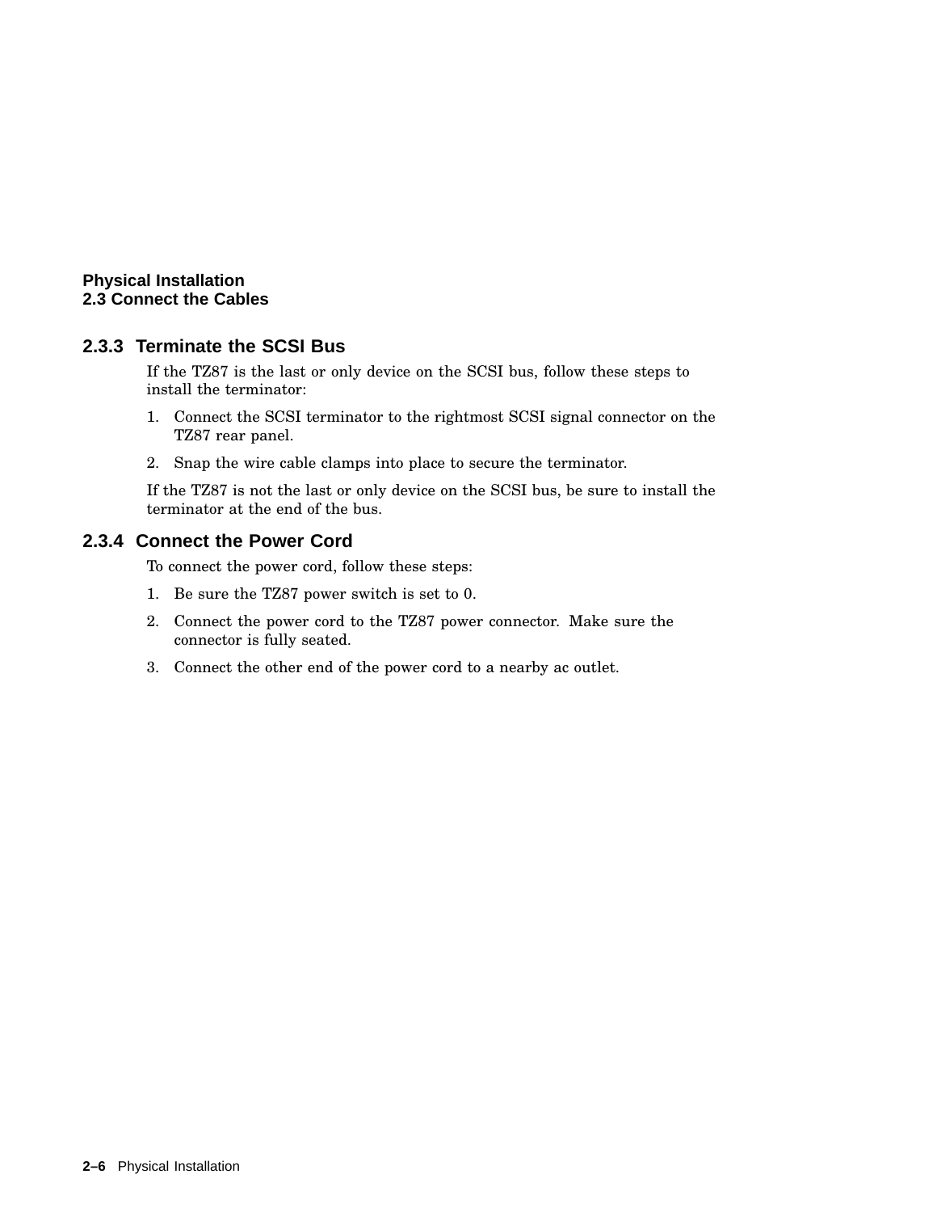### 2.3.3 Terminate the SCSI Bus

If the TZ87 is the last or only device on the SCSI bus, follow these steps to install the terminator:

1. Connect the SCSI terminator to the rightmost SCSI signal connector on the TZ87 rear panel.
2. Snap the wire cable clamps into place to secure the terminator.

If the TZ87 is not the last or only device on the SCSI bus, be sure to install the terminator at the end of the bus.

### 2.3.4 Connect the Power Cord

To connect the power cord, follow these steps:

1. Be sure the TZ87 power switch is set to 0.
2. Connect the power cord to the TZ87 power connector. Make sure the connector is fully seated.
3. Connect the other end of the power cord to a nearby ac outlet.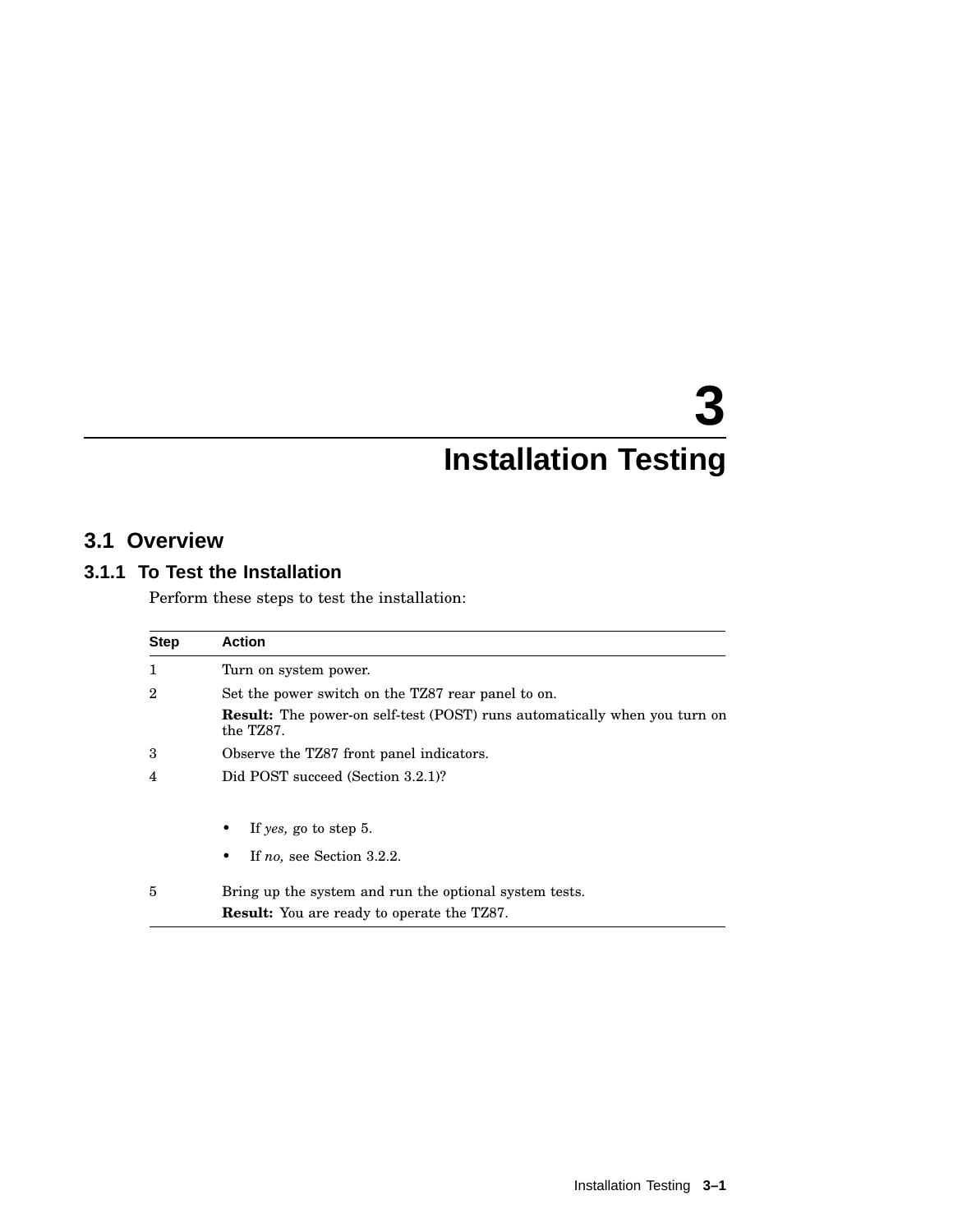# 3 Installation Testing

## 3.1 Overview

### 3.1.1 To Test the Installation

Perform these steps to test the installation:

| Step | Action |
|---|---|
| 1 | Turn on system power. |
| 2 | Set the power switch on the TZ87 rear panel to on.<br>**Result:** The power-on self-test (POST) runs automatically when you turn on the TZ87. |
| 3 | Observe the TZ87 front panel indicators. |
| 4 | Did POST succeed (Section 3.2.1)?<br>• If *yes,* go to step 5.<br>• If *no,* see Section 3.2.2. |
| 5 | Bring up the system and run the optional system tests.<br>**Result:** You are ready to operate the TZ87. |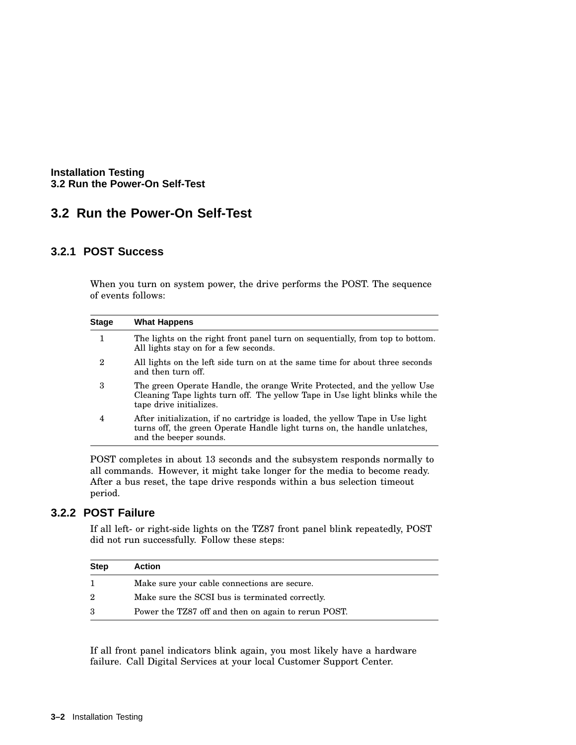## 3.2 Run the Power-On Self-Test

### 3.2.1 POST Success

When you turn on system power, the drive performs the POST. The sequence of events follows:

| Stage | What Happens |
|---|---|
| 1 | The lights on the right front panel turn on sequentially, from top to bottom. All lights stay on for a few seconds. |
| 2 | All lights on the left side turn on at the same time for about three seconds and then turn off. |
| 3 | The green Operate Handle, the orange Write Protected, and the yellow Use Cleaning Tape lights turn off. The yellow Tape in Use light blinks while the tape drive initializes. |
| 4 | After initialization, if no cartridge is loaded, the yellow Tape in Use light turns off, the green Operate Handle light turns on, the handle unlatches, and the beeper sounds. |

POST completes in about 13 seconds and the subsystem responds normally to all commands. However, it might take longer for the media to become ready. After a bus reset, the tape drive responds within a bus selection timeout period.

### 3.2.2 POST Failure

If all left- or right-side lights on the TZ87 front panel blink repeatedly, POST did not run successfully. Follow these steps:

| Step | Action |
|---|---|
| 1 | Make sure your cable connections are secure. |
| 2 | Make sure the SCSI bus is terminated correctly. |
| 3 | Power the TZ87 off and then on again to rerun POST. |

If all front panel indicators blink again, you most likely have a hardware failure. Call Digital Services at your local Customer Support Center.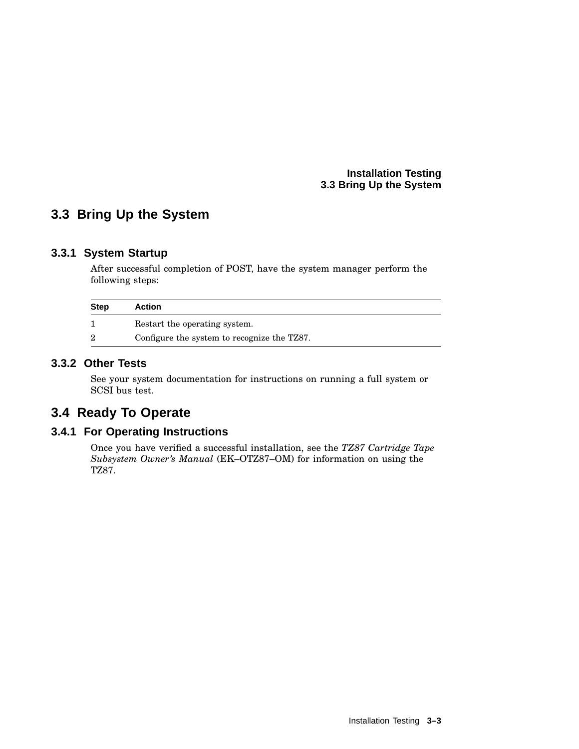## 3.3 Bring Up the System

### 3.3.1 System Startup

After successful completion of POST, have the system manager perform the following steps:

| Step | Action |
|---|---|
| 1 | Restart the operating system. |
| 2 | Configure the system to recognize the TZ87. |

### 3.3.2 Other Tests

See your system documentation for instructions on running a full system or SCSI bus test.

## 3.4 Ready To Operate

### 3.4.1 For Operating Instructions

Once you have verified a successful installation, see the *TZ87 Cartridge Tape Subsystem Owner's Manual* (EK–OTZ87–OM) for information on using the TZ87.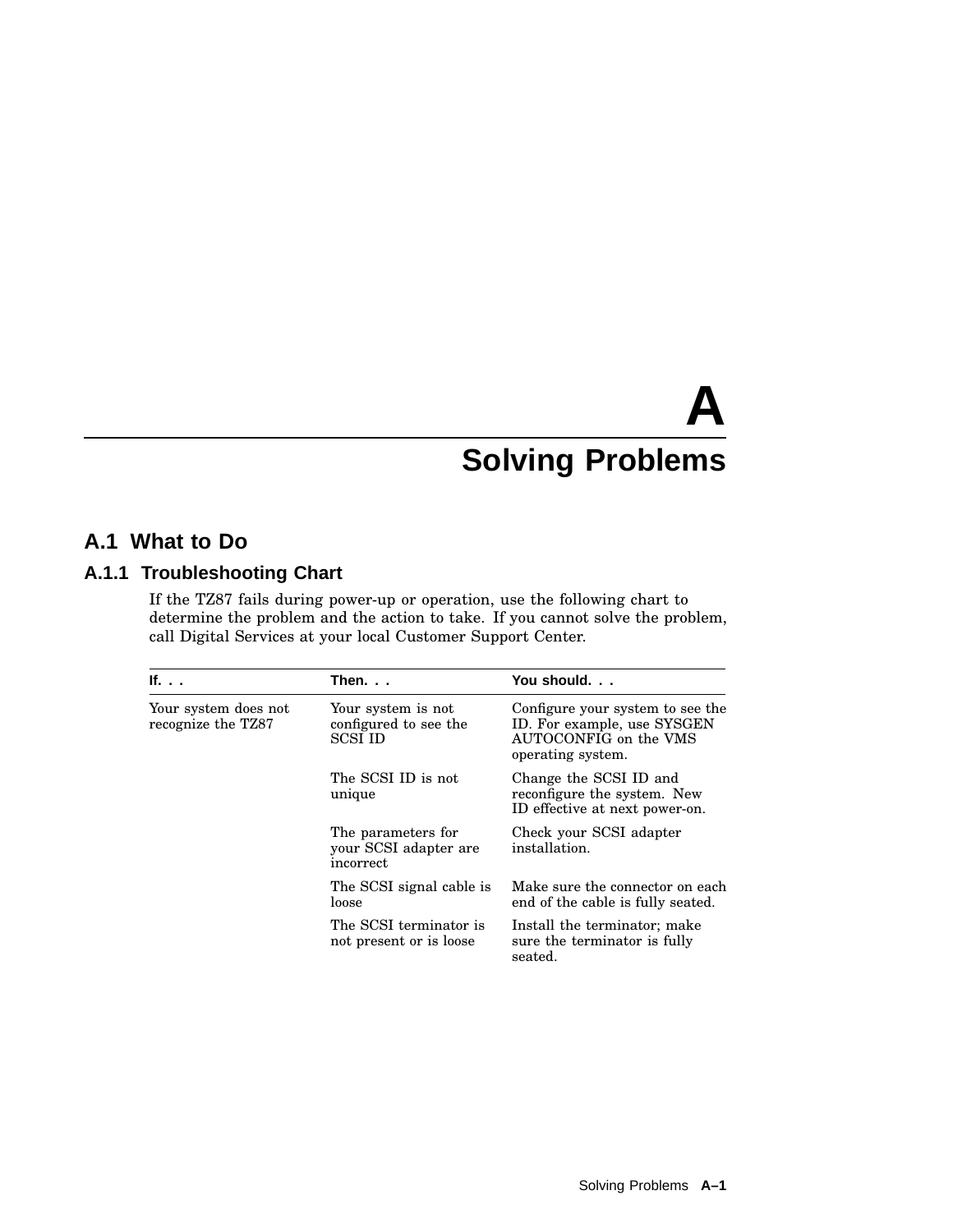# A Solving Problems

## A.1 What to Do

### A.1.1 Troubleshooting Chart

If the TZ87 fails during power-up or operation, use the following chart to determine the problem and the action to take. If you cannot solve the problem, call Digital Services at your local Customer Support Center.

| If. . . | Then. . . | You should. . . |
|---|---|---|
| Your system does not recognize the TZ87 | Your system is not configured to see the SCSI ID | Configure your system to see the ID. For example, use SYSGEN AUTOCONFIG on the VMS operating system. |
| | The SCSI ID is not unique | Change the SCSI ID and reconfigure the system. New ID effective at next power-on. |
| | The parameters for your SCSI adapter are incorrect | Check your SCSI adapter installation. |
| | The SCSI signal cable is loose | Make sure the connector on each end of the cable is fully seated. |
| | The SCSI terminator is not present or is loose | Install the terminator; make sure the terminator is fully seated. |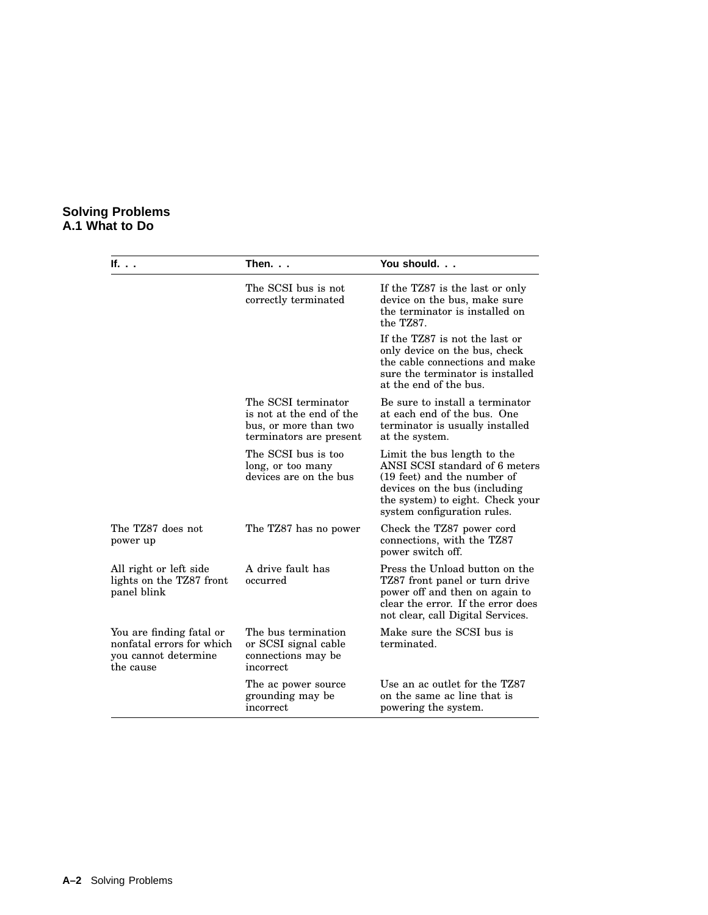## Solving Problems

### A.1 What to Do

| If. . . | Then. . . | You should. . . |
|---|---|---|
| | The SCSI bus is not correctly terminated | If the TZ87 is the last or only device on the bus, make sure the terminator is installed on the TZ87.<br><br>If the TZ87 is not the last or only device on the bus, check the cable connections and make sure the terminator is installed at the end of the bus. |
| | The SCSI terminator is not at the end of the bus, or more than two terminators are present | Be sure to install a terminator at each end of the bus. One terminator is usually installed at the system. |
| | The SCSI bus is too long, or too many devices are on the bus | Limit the bus length to the ANSI SCSI standard of 6 meters (19 feet) and the number of devices on the bus (including the system) to eight. Check your system configuration rules. |
| The TZ87 does not power up | The TZ87 has no power | Check the TZ87 power cord connections, with the TZ87 power switch off. |
| All right or left side lights on the TZ87 front panel blink | A drive fault has occurred | Press the Unload button on the TZ87 front panel or turn drive power off and then on again to clear the error. If the error does not clear, call Digital Services. |
| You are finding fatal or nonfatal errors for which you cannot determine the cause | The bus termination or SCSI signal cable connections may be incorrect | Make sure the SCSI bus is terminated. |
| | The ac power source grounding may be incorrect | Use an ac outlet for the TZ87 on the same ac line that is powering the system. |